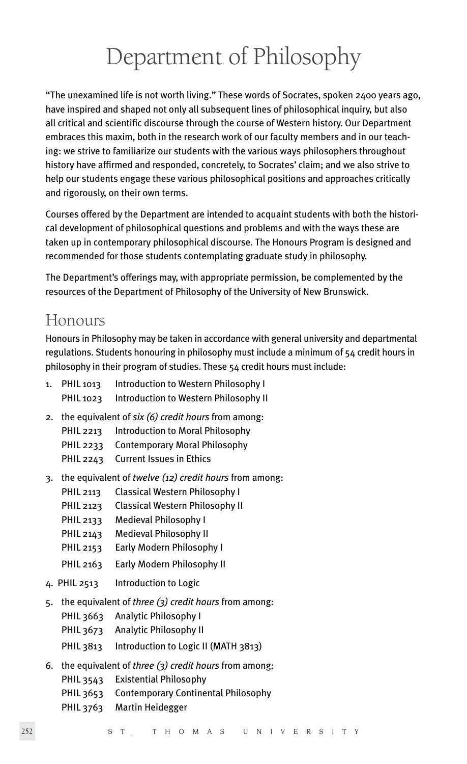# Department of Philosophy

"The unexamined life is not worth living." These words of Socrates, spoken 2400 years ago, have inspired and shaped not only all subsequent lines of philosophical inquiry, but also all critical and scientific discourse through the course of Western history. Our Department embraces this maxim, both in the research work of our faculty members and in our teaching: we strive to familiarize our students with the various ways philosophers throughout history have affirmed and responded, concretely, to Socrates' claim; and we also strive to help our students engage these various philosophical positions and approaches critically and rigorously, on their own terms.

Courses offered by the Department are intended to acquaint students with both the historical development of philosophical questions and problems and with the ways these are taken up in contemporary philosophical discourse. The Honours Program is designed and recommended for those students contemplating graduate study in philosophy.

The Department's offerings may, with appropriate permission, be complemented by the resources of the Department of Philosophy of the University of New Brunswick.

## Honours

Honours in Philosophy may be taken in accordance with general university and departmental regulations. Students honouring in philosophy must include a minimum of 54 credit hours in philosophy in their program of studies. These 54 credit hours must include:

1. PHIL 1013 Introduction to Western Philosophy I
   PHIL 1023 Introduction to Western Philosophy II
2. the equivalent of *six (6) credit hours* from among:
   PHIL 2213 Introduction to Moral Philosophy
   PHIL 2233 Contemporary Moral Philosophy
   PHIL 2243 Current Issues in Ethics
3. the equivalent of *twelve (12) credit hours* from among:
   PHIL 2113 Classical Western Philosophy I
   PHIL 2123 Classical Western Philosophy II
   PHIL 2133 Medieval Philosophy I
   PHIL 2143 Medieval Philosophy II
   PHIL 2153 Early Modern Philosophy I
   PHIL 2163 Early Modern Philosophy II
4. PHIL 2513 Introduction to Logic
5. the equivalent of *three (3) credit hours* from among:
   PHIL 3663 Analytic Philosophy I
   PHIL 3673 Analytic Philosophy II
   PHIL 3813 Introduction to Logic II (MATH 3813)
6. the equivalent of *three (3) credit hours* from among:
   PHIL 3543 Existential Philosophy
   PHIL 3653 Contemporary Continental Philosophy
   PHIL 3763 Martin Heidegger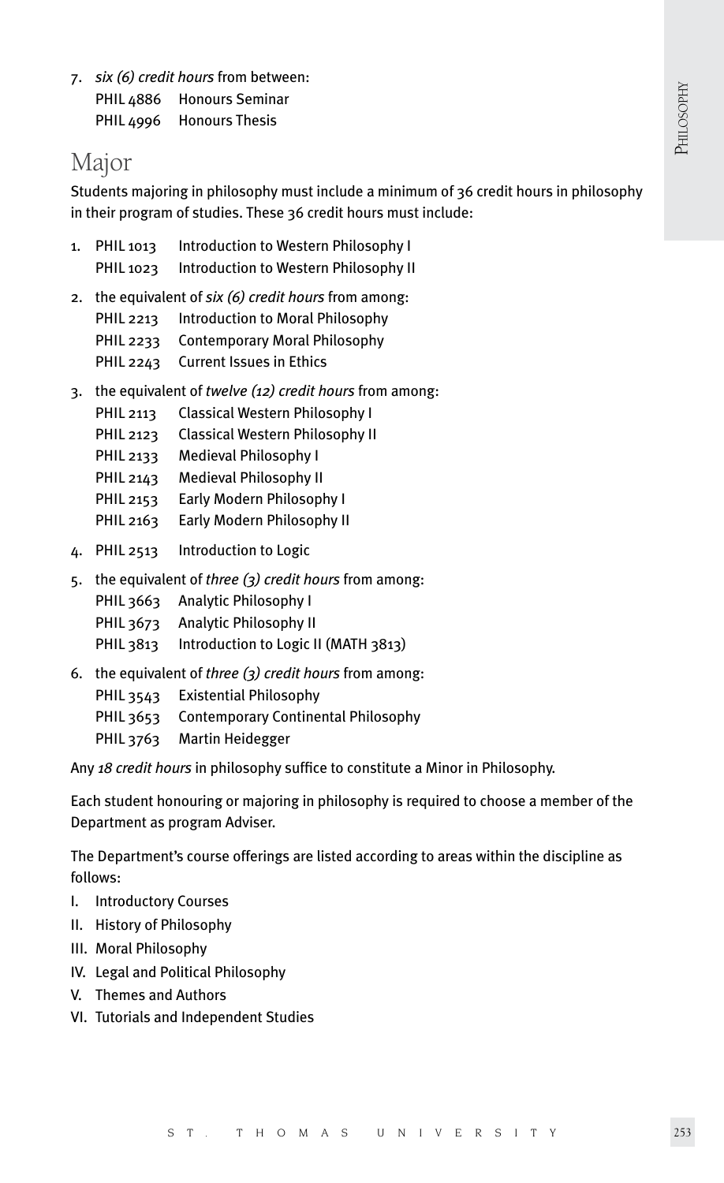7. *six (6) credit hours* from between:
   PHIL 4886 Honours Seminar
   PHIL 4996 Honours Thesis

## Major

Students majoring in philosophy must include a minimum of 36 credit hours in philosophy in their program of studies. These 36 credit hours must include:

1. PHIL 1013 Introduction to Western Philosophy I
   PHIL 1023 Introduction to Western Philosophy II
2. the equivalent of *six (6) credit hours* from among:
   PHIL 2213 Introduction to Moral Philosophy
   PHIL 2233 Contemporary Moral Philosophy
   PHIL 2243 Current Issues in Ethics
3. the equivalent of *twelve (12) credit hours* from among:
   PHIL 2113 Classical Western Philosophy I
   PHIL 2123 Classical Western Philosophy II
   PHIL 2133 Medieval Philosophy I
   PHIL 2143 Medieval Philosophy II
   PHIL 2153 Early Modern Philosophy I
   PHIL 2163 Early Modern Philosophy II
4. PHIL 2513 Introduction to Logic
5. the equivalent of *three (3) credit hours* from among:
   PHIL 3663 Analytic Philosophy I
   PHIL 3673 Analytic Philosophy II
   PHIL 3813 Introduction to Logic II (MATH 3813)
6. the equivalent of *three (3) credit hours* from among:
   PHIL 3543 Existential Philosophy
   PHIL 3653 Contemporary Continental Philosophy
   PHIL 3763 Martin Heidegger

Any *18 credit hours* in philosophy suffice to constitute a Minor in Philosophy.

Each student honouring or majoring in philosophy is required to choose a member of the Department as program Adviser.

The Department's course offerings are listed according to areas within the discipline as follows:

I. Introductory Courses
II. History of Philosophy
III. Moral Philosophy
IV. Legal and Political Philosophy
V. Themes and Authors
VI. Tutorials and Independent Studies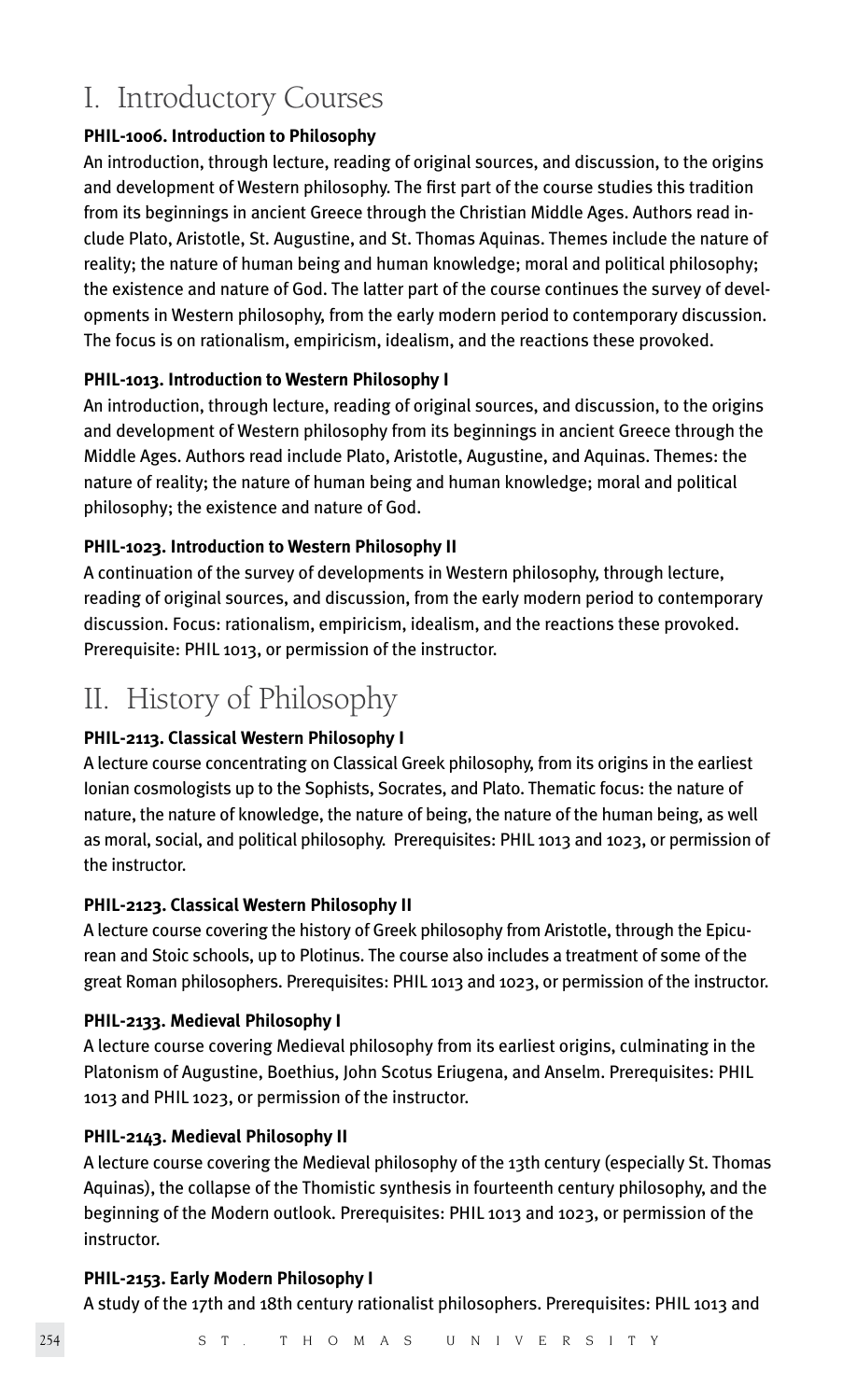# I. Introductory Courses

**PHIL-1006. Introduction to Philosophy**

An introduction, through lecture, reading of original sources, and discussion, to the origins and development of Western philosophy. The first part of the course studies this tradition from its beginnings in ancient Greece through the Christian Middle Ages. Authors read include Plato, Aristotle, St. Augustine, and St. Thomas Aquinas. Themes include the nature of reality; the nature of human being and human knowledge; moral and political philosophy; the existence and nature of God. The latter part of the course continues the survey of developments in Western philosophy, from the early modern period to contemporary discussion. The focus is on rationalism, empiricism, idealism, and the reactions these provoked.

**PHIL-1013. Introduction to Western Philosophy I**

An introduction, through lecture, reading of original sources, and discussion, to the origins and development of Western philosophy from its beginnings in ancient Greece through the Middle Ages. Authors read include Plato, Aristotle, Augustine, and Aquinas. Themes: the nature of reality; the nature of human being and human knowledge; moral and political philosophy; the existence and nature of God.

**PHIL-1023. Introduction to Western Philosophy II**

A continuation of the survey of developments in Western philosophy, through lecture, reading of original sources, and discussion, from the early modern period to contemporary discussion. Focus: rationalism, empiricism, idealism, and the reactions these provoked. Prerequisite: PHIL 1013, or permission of the instructor.

# II. History of Philosophy

**PHIL-2113. Classical Western Philosophy I**

A lecture course concentrating on Classical Greek philosophy, from its origins in the earliest Ionian cosmologists up to the Sophists, Socrates, and Plato. Thematic focus: the nature of nature, the nature of knowledge, the nature of being, the nature of the human being, as well as moral, social, and political philosophy. Prerequisites: PHIL 1013 and 1023, or permission of the instructor.

**PHIL-2123. Classical Western Philosophy II**

A lecture course covering the history of Greek philosophy from Aristotle, through the Epicurean and Stoic schools, up to Plotinus. The course also includes a treatment of some of the great Roman philosophers. Prerequisites: PHIL 1013 and 1023, or permission of the instructor.

**PHIL-2133. Medieval Philosophy I**

A lecture course covering Medieval philosophy from its earliest origins, culminating in the Platonism of Augustine, Boethius, John Scotus Eriugena, and Anselm. Prerequisites: PHIL 1013 and PHIL 1023, or permission of the instructor.

**PHIL-2143. Medieval Philosophy II**

A lecture course covering the Medieval philosophy of the 13th century (especially St. Thomas Aquinas), the collapse of the Thomistic synthesis in fourteenth century philosophy, and the beginning of the Modern outlook. Prerequisites: PHIL 1013 and 1023, or permission of the instructor.

**PHIL-2153. Early Modern Philosophy I**

A study of the 17th and 18th century rationalist philosophers. Prerequisites: PHIL 1013 and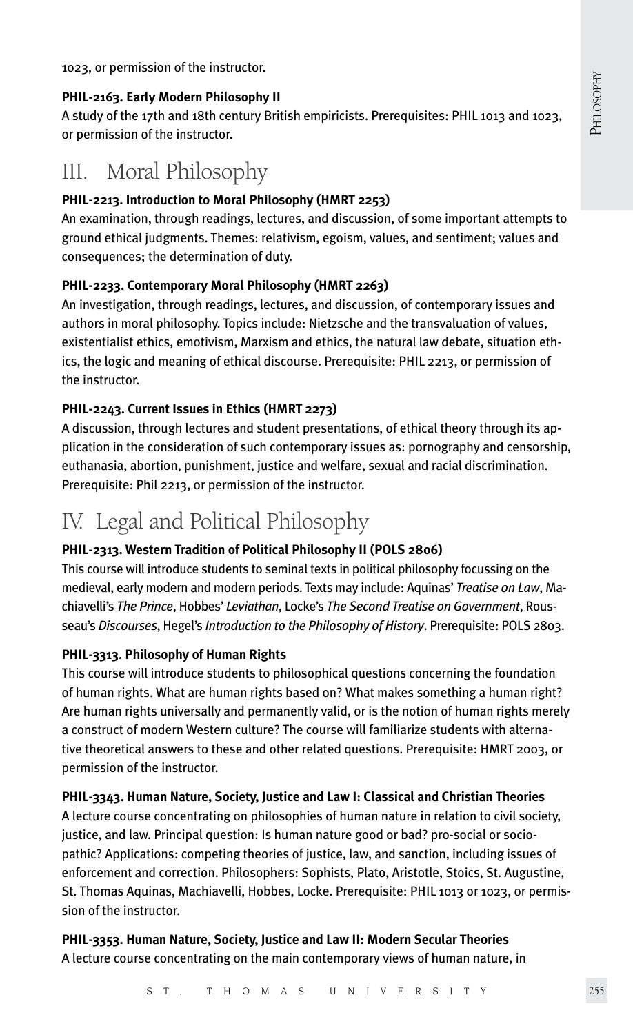1023, or permission of the instructor.

**PHIL-2163. Early Modern Philosophy II**
A study of the 17th and 18th century British empiricists. Prerequisites: PHIL 1013 and 1023, or permission of the instructor.

## III. Moral Philosophy

**PHIL-2213. Introduction to Moral Philosophy (HMRT 2253)**
An examination, through readings, lectures, and discussion, of some important attempts to ground ethical judgments. Themes: relativism, egoism, values, and sentiment; values and consequences; the determination of duty.

**PHIL-2233. Contemporary Moral Philosophy (HMRT 2263)**
An investigation, through readings, lectures, and discussion, of contemporary issues and authors in moral philosophy. Topics include: Nietzsche and the transvaluation of values, existentialist ethics, emotivism, Marxism and ethics, the natural law debate, situation ethics, the logic and meaning of ethical discourse. Prerequisite: PHIL 2213, or permission of the instructor.

**PHIL-2243. Current Issues in Ethics (HMRT 2273)**
A discussion, through lectures and student presentations, of ethical theory through its application in the consideration of such contemporary issues as: pornography and censorship, euthanasia, abortion, punishment, justice and welfare, sexual and racial discrimination. Prerequisite: Phil 2213, or permission of the instructor.

## IV. Legal and Political Philosophy

**PHIL-2313. Western Tradition of Political Philosophy II (POLS 2806)**
This course will introduce students to seminal texts in political philosophy focussing on the medieval, early modern and modern periods. Texts may include: Aquinas' *Treatise on Law*, Machiavelli's *The Prince*, Hobbes' *Leviathan*, Locke's *The Second Treatise on Government*, Rousseau's *Discourses*, Hegel's *Introduction to the Philosophy of History*. Prerequisite: POLS 2803.

**PHIL-3313. Philosophy of Human Rights**
This course will introduce students to philosophical questions concerning the foundation of human rights. What are human rights based on? What makes something a human right? Are human rights universally and permanently valid, or is the notion of human rights merely a construct of modern Western culture? The course will familiarize students with alternative theoretical answers to these and other related questions. Prerequisite: HMRT 2003, or permission of the instructor.

**PHIL-3343. Human Nature, Society, Justice and Law I: Classical and Christian Theories**
A lecture course concentrating on philosophies of human nature in relation to civil society, justice, and law. Principal question: Is human nature good or bad? pro-social or sociopathic? Applications: competing theories of justice, law, and sanction, including issues of enforcement and correction. Philosophers: Sophists, Plato, Aristotle, Stoics, St. Augustine, St. Thomas Aquinas, Machiavelli, Hobbes, Locke. Prerequisite: PHIL 1013 or 1023, or permission of the instructor.

**PHIL-3353. Human Nature, Society, Justice and Law II: Modern Secular Theories**
A lecture course concentrating on the main contemporary views of human nature, in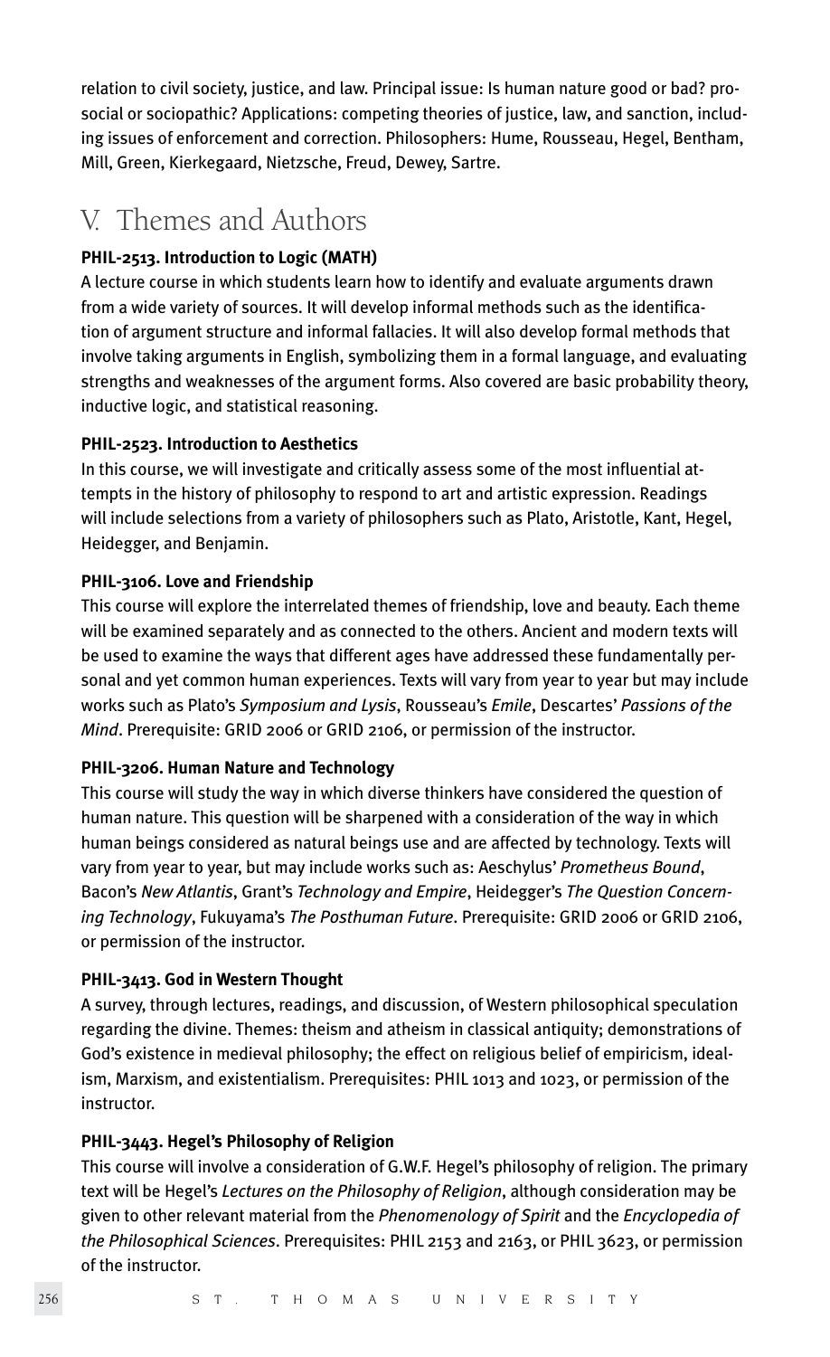relation to civil society, justice, and law. Principal issue: Is human nature good or bad? pro-social or sociopathic? Applications: competing theories of justice, law, and sanction, including issues of enforcement and correction. Philosophers: Hume, Rousseau, Hegel, Bentham, Mill, Green, Kierkegaard, Nietzsche, Freud, Dewey, Sartre.

## V. Themes and Authors

**PHIL-2513. Introduction to Logic (MATH)**

A lecture course in which students learn how to identify and evaluate arguments drawn from a wide variety of sources. It will develop informal methods such as the identification of argument structure and informal fallacies. It will also develop formal methods that involve taking arguments in English, symbolizing them in a formal language, and evaluating strengths and weaknesses of the argument forms. Also covered are basic probability theory, inductive logic, and statistical reasoning.

**PHIL-2523. Introduction to Aesthetics**

In this course, we will investigate and critically assess some of the most influential attempts in the history of philosophy to respond to art and artistic expression. Readings will include selections from a variety of philosophers such as Plato, Aristotle, Kant, Hegel, Heidegger, and Benjamin.

**PHIL-3106. Love and Friendship**

This course will explore the interrelated themes of friendship, love and beauty. Each theme will be examined separately and as connected to the others. Ancient and modern texts will be used to examine the ways that different ages have addressed these fundamentally personal and yet common human experiences. Texts will vary from year to year but may include works such as Plato's *Symposium and Lysis*, Rousseau's *Emile*, Descartes' *Passions of the Mind*. Prerequisite: GRID 2006 or GRID 2106, or permission of the instructor.

**PHIL-3206. Human Nature and Technology**

This course will study the way in which diverse thinkers have considered the question of human nature. This question will be sharpened with a consideration of the way in which human beings considered as natural beings use and are affected by technology. Texts will vary from year to year, but may include works such as: Aeschylus' *Prometheus Bound*, Bacon's *New Atlantis*, Grant's *Technology and Empire*, Heidegger's *The Question Concerning Technology*, Fukuyama's *The Posthuman Future*. Prerequisite: GRID 2006 or GRID 2106, or permission of the instructor.

**PHIL-3413. God in Western Thought**

A survey, through lectures, readings, and discussion, of Western philosophical speculation regarding the divine. Themes: theism and atheism in classical antiquity; demonstrations of God's existence in medieval philosophy; the effect on religious belief of empiricism, idealism, Marxism, and existentialism. Prerequisites: PHIL 1013 and 1023, or permission of the instructor.

**PHIL-3443. Hegel's Philosophy of Religion**

This course will involve a consideration of G.W.F. Hegel's philosophy of religion. The primary text will be Hegel's *Lectures on the Philosophy of Religion*, although consideration may be given to other relevant material from the *Phenomenology of Spirit* and the *Encyclopedia of the Philosophical Sciences*. Prerequisites: PHIL 2153 and 2163, or PHIL 3623, or permission of the instructor.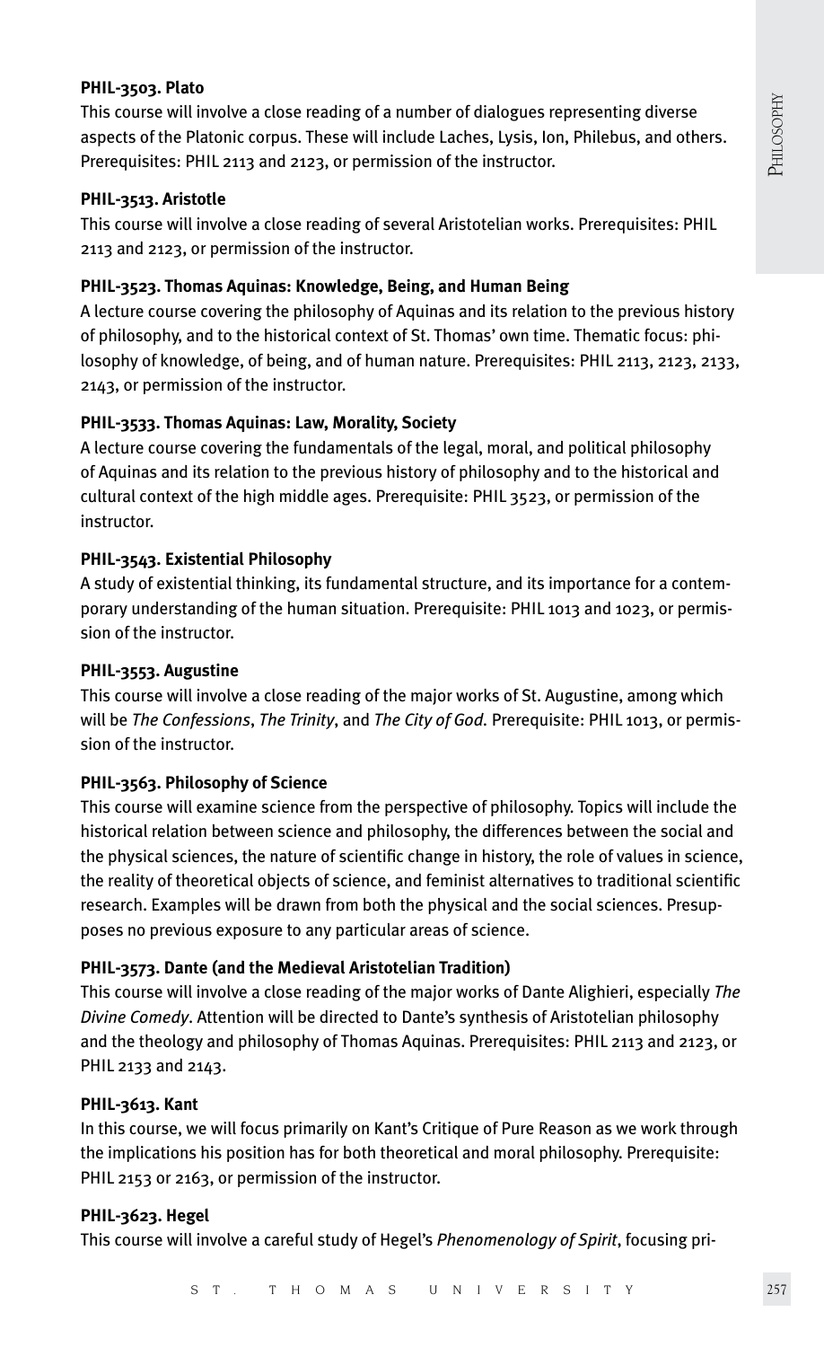**PHIL-3503. Plato**

This course will involve a close reading of a number of dialogues representing diverse aspects of the Platonic corpus. These will include Laches, Lysis, Ion, Philebus, and others. Prerequisites: PHIL 2113 and 2123, or permission of the instructor.

**PHIL-3513. Aristotle**

This course will involve a close reading of several Aristotelian works. Prerequisites: PHIL 2113 and 2123, or permission of the instructor.

**PHIL-3523. Thomas Aquinas: Knowledge, Being, and Human Being**

A lecture course covering the philosophy of Aquinas and its relation to the previous history of philosophy, and to the historical context of St. Thomas' own time. Thematic focus: philosophy of knowledge, of being, and of human nature. Prerequisites: PHIL 2113, 2123, 2133, 2143, or permission of the instructor.

**PHIL-3533. Thomas Aquinas: Law, Morality, Society**

A lecture course covering the fundamentals of the legal, moral, and political philosophy of Aquinas and its relation to the previous history of philosophy and to the historical and cultural context of the high middle ages. Prerequisite: PHIL 3523, or permission of the instructor.

**PHIL-3543. Existential Philosophy**

A study of existential thinking, its fundamental structure, and its importance for a contemporary understanding of the human situation. Prerequisite: PHIL 1013 and 1023, or permission of the instructor.

**PHIL-3553. Augustine**

This course will involve a close reading of the major works of St. Augustine, among which will be *The Confessions*, *The Trinity*, and *The City of God*. Prerequisite: PHIL 1013, or permission of the instructor.

**PHIL-3563. Philosophy of Science**

This course will examine science from the perspective of philosophy. Topics will include the historical relation between science and philosophy, the differences between the social and the physical sciences, the nature of scientific change in history, the role of values in science, the reality of theoretical objects of science, and feminist alternatives to traditional scientific research. Examples will be drawn from both the physical and the social sciences. Presupposes no previous exposure to any particular areas of science.

**PHIL-3573. Dante (and the Medieval Aristotelian Tradition)**

This course will involve a close reading of the major works of Dante Alighieri, especially *The Divine Comedy*. Attention will be directed to Dante's synthesis of Aristotelian philosophy and the theology and philosophy of Thomas Aquinas. Prerequisites: PHIL 2113 and 2123, or PHIL 2133 and 2143.

**PHIL-3613. Kant**

In this course, we will focus primarily on Kant's Critique of Pure Reason as we work through the implications his position has for both theoretical and moral philosophy. Prerequisite: PHIL 2153 or 2163, or permission of the instructor.

**PHIL-3623. Hegel**

This course will involve a careful study of Hegel's *Phenomenology of Spirit*, focusing pri-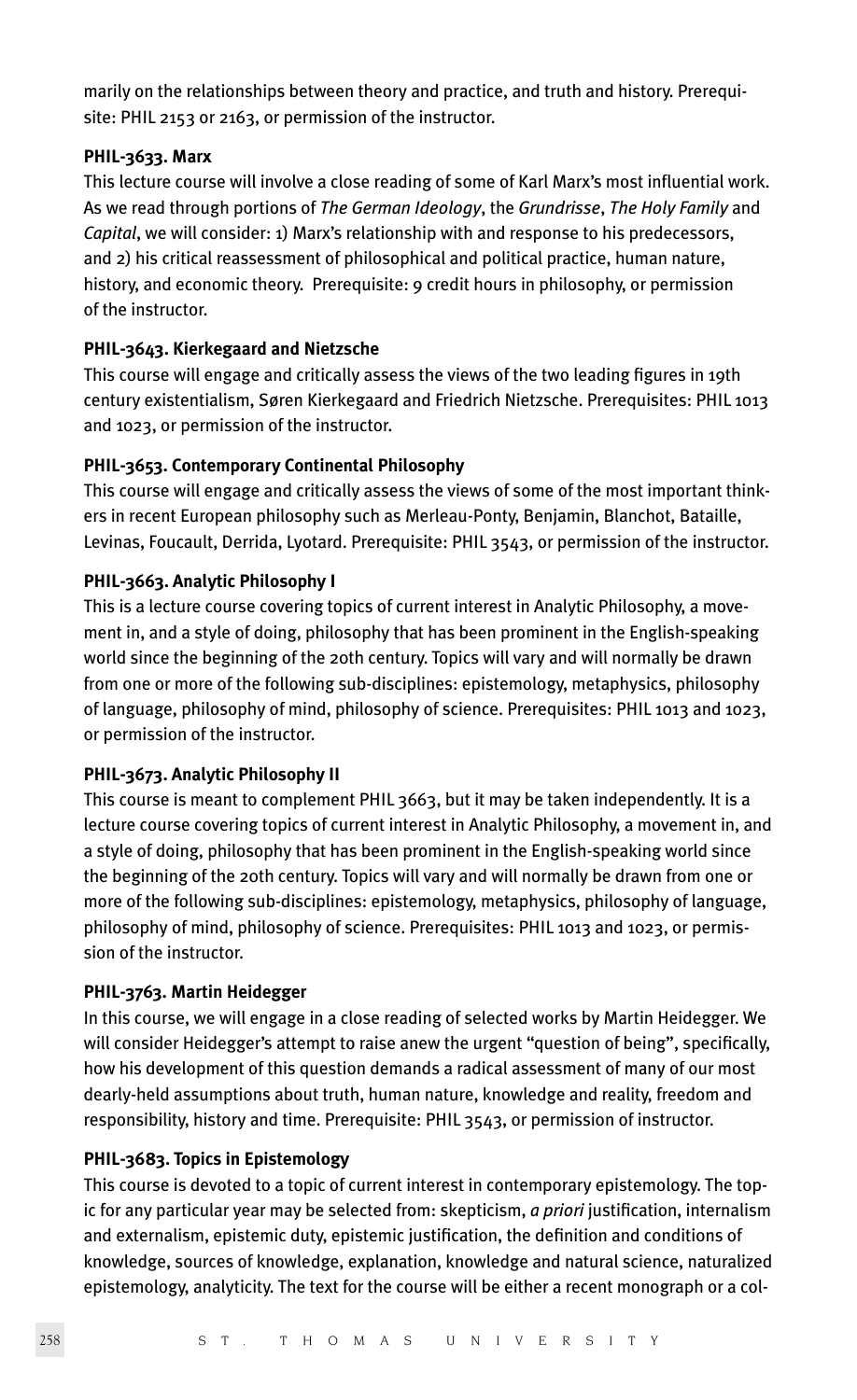marily on the relationships between theory and practice, and truth and history. Prerequisite: PHIL 2153 or 2163, or permission of the instructor.

**PHIL-3633. Marx**

This lecture course will involve a close reading of some of Karl Marx's most influential work. As we read through portions of *The German Ideology*, the *Grundrisse*, *The Holy Family* and *Capital*, we will consider: 1) Marx's relationship with and response to his predecessors, and 2) his critical reassessment of philosophical and political practice, human nature, history, and economic theory. Prerequisite: 9 credit hours in philosophy, or permission of the instructor.

**PHIL-3643. Kierkegaard and Nietzsche**

This course will engage and critically assess the views of the two leading figures in 19th century existentialism, Søren Kierkegaard and Friedrich Nietzsche. Prerequisites: PHIL 1013 and 1023, or permission of the instructor.

**PHIL-3653. Contemporary Continental Philosophy**

This course will engage and critically assess the views of some of the most important thinkers in recent European philosophy such as Merleau-Ponty, Benjamin, Blanchot, Bataille, Levinas, Foucault, Derrida, Lyotard. Prerequisite: PHIL 3543, or permission of the instructor.

**PHIL-3663. Analytic Philosophy I**

This is a lecture course covering topics of current interest in Analytic Philosophy, a movement in, and a style of doing, philosophy that has been prominent in the English-speaking world since the beginning of the 20th century. Topics will vary and will normally be drawn from one or more of the following sub-disciplines: epistemology, metaphysics, philosophy of language, philosophy of mind, philosophy of science. Prerequisites: PHIL 1013 and 1023, or permission of the instructor.

**PHIL-3673. Analytic Philosophy II**

This course is meant to complement PHIL 3663, but it may be taken independently. It is a lecture course covering topics of current interest in Analytic Philosophy, a movement in, and a style of doing, philosophy that has been prominent in the English-speaking world since the beginning of the 20th century. Topics will vary and will normally be drawn from one or more of the following sub-disciplines: epistemology, metaphysics, philosophy of language, philosophy of mind, philosophy of science. Prerequisites: PHIL 1013 and 1023, or permission of the instructor.

**PHIL-3763. Martin Heidegger**

In this course, we will engage in a close reading of selected works by Martin Heidegger. We will consider Heidegger's attempt to raise anew the urgent "question of being", specifically, how his development of this question demands a radical assessment of many of our most dearly-held assumptions about truth, human nature, knowledge and reality, freedom and responsibility, history and time. Prerequisite: PHIL 3543, or permission of instructor.

**PHIL-3683. Topics in Epistemology**

This course is devoted to a topic of current interest in contemporary epistemology. The topic for any particular year may be selected from: skepticism, *a priori* justification, internalism and externalism, epistemic duty, epistemic justification, the definition and conditions of knowledge, sources of knowledge, explanation, knowledge and natural science, naturalized epistemology, analyticity. The text for the course will be either a recent monograph or a col-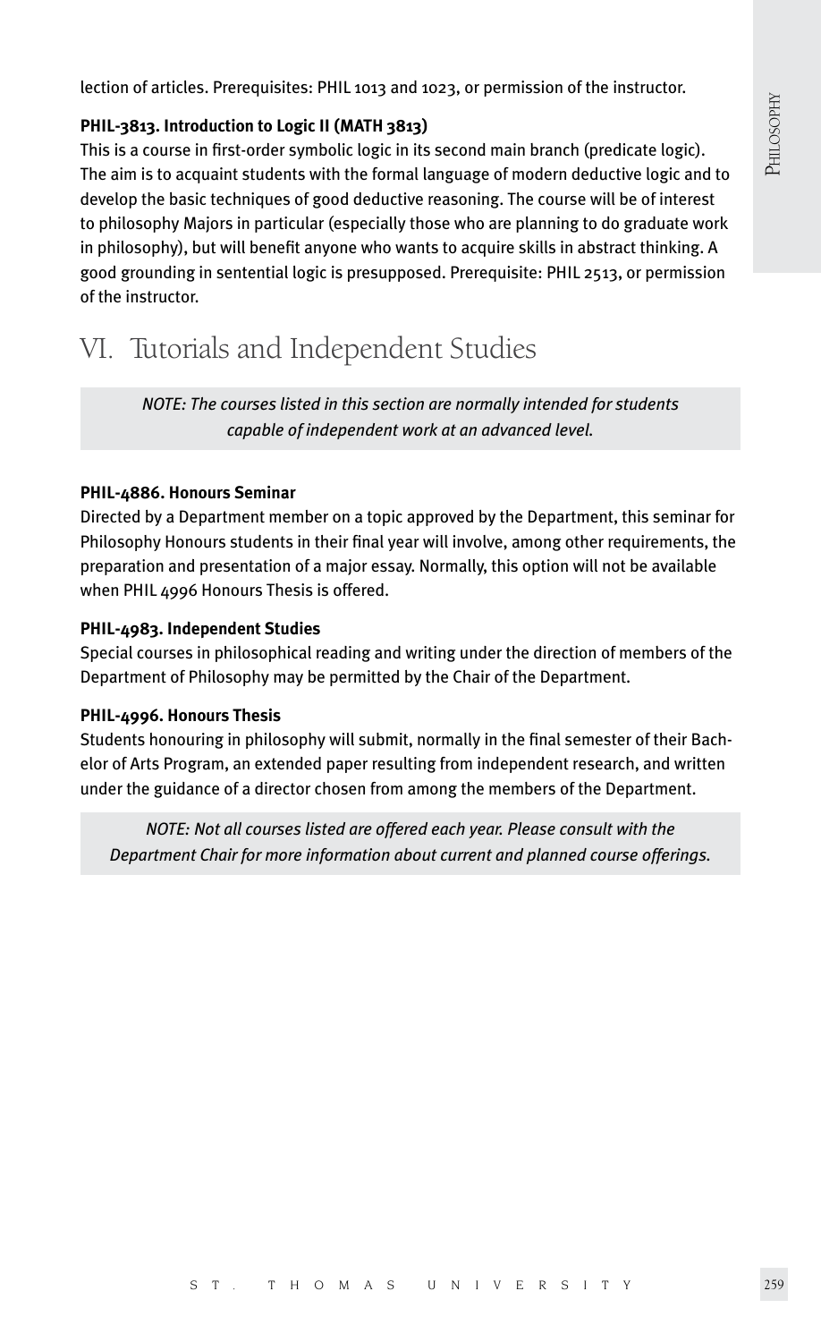lection of articles. Prerequisites: PHIL 1013 and 1023, or permission of the instructor.

**PHIL-3813. Introduction to Logic II (MATH 3813)**

This is a course in first-order symbolic logic in its second main branch (predicate logic). The aim is to acquaint students with the formal language of modern deductive logic and to develop the basic techniques of good deductive reasoning. The course will be of interest to philosophy Majors in particular (especially those who are planning to do graduate work in philosophy), but will benefit anyone who wants to acquire skills in abstract thinking. A good grounding in sentential logic is presupposed. Prerequisite: PHIL 2513, or permission of the instructor.

# VI. Tutorials and Independent Studies

*NOTE: The courses listed in this section are normally intended for students capable of independent work at an advanced level.*

**PHIL-4886. Honours Seminar**

Directed by a Department member on a topic approved by the Department, this seminar for Philosophy Honours students in their final year will involve, among other requirements, the preparation and presentation of a major essay. Normally, this option will not be available when PHIL 4996 Honours Thesis is offered.

**PHIL-4983. Independent Studies**

Special courses in philosophical reading and writing under the direction of members of the Department of Philosophy may be permitted by the Chair of the Department.

**PHIL-4996. Honours Thesis**

Students honouring in philosophy will submit, normally in the final semester of their Bachelor of Arts Program, an extended paper resulting from independent research, and written under the guidance of a director chosen from among the members of the Department.

*NOTE: Not all courses listed are offered each year. Please consult with the Department Chair for more information about current and planned course offerings.*